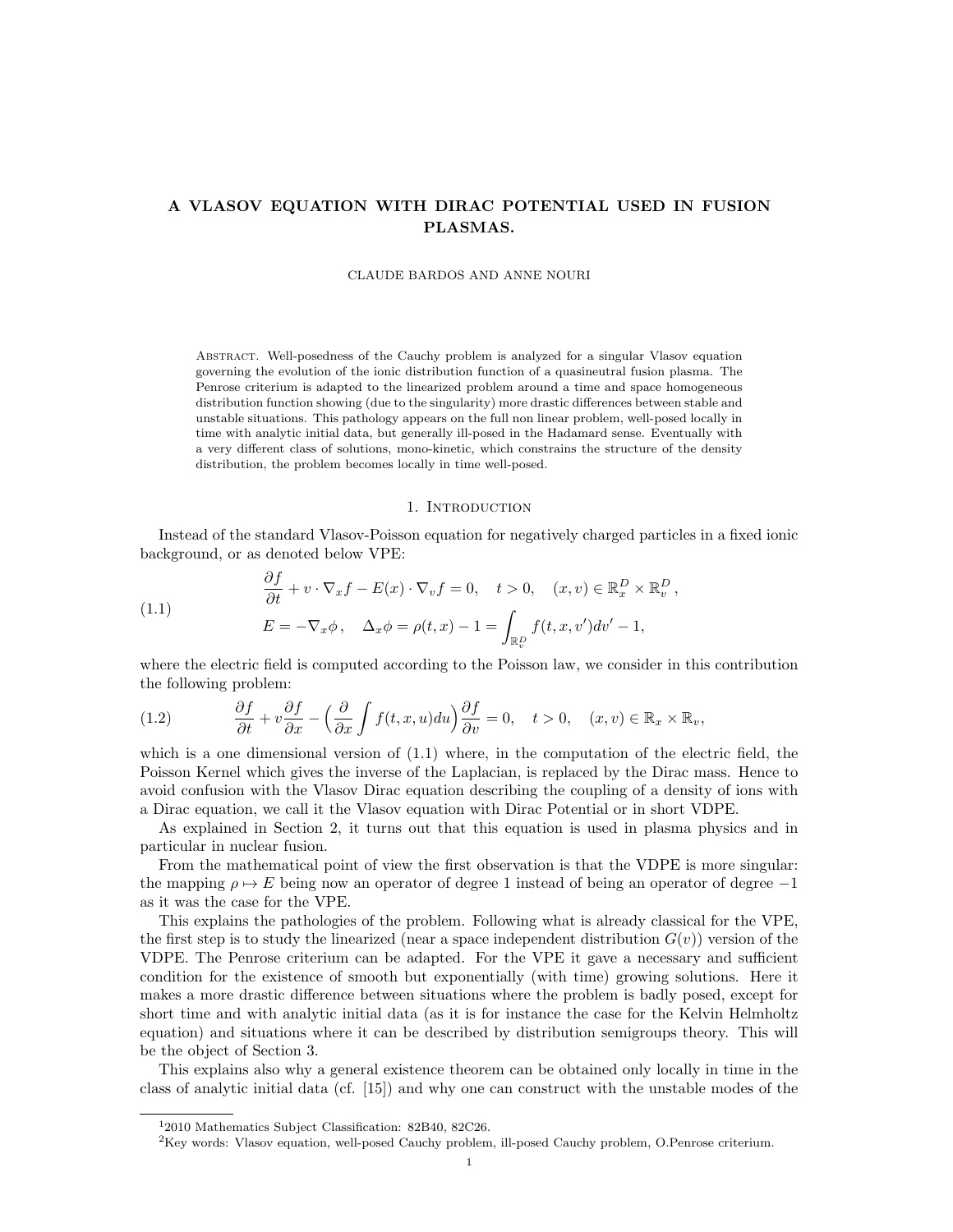# A VLASOV EQUATION WITH DIRAC POTENTIAL USED IN FUSION PLASMAS.

CLAUDE BARDOS AND ANNE NOURI

Abstract. Well-posedness of the Cauchy problem is analyzed for a singular Vlasov equation governing the evolution of the ionic distribution function of a quasineutral fusion plasma. The Penrose criterium is adapted to the linearized problem around a time and space homogeneous distribution function showing (due to the singularity) more drastic differences between stable and unstable situations. This pathology appears on the full non linear problem, well-posed locally in time with analytic initial data, but generally ill-posed in the Hadamard sense. Eventually with a very different class of solutions, mono-kinetic, which constrains the structure of the density distribution, the problem becomes locally in time well-posed.

## 1. Introduction

Instead of the standard Vlasov-Poisson equation for negatively charged particles in a fixed ionic background, or as denoted below VPE:

$$
\begin{aligned}
&\frac{\partial f}{\partial t} + v \cdot \nabla_x f - E(x) \cdot \nabla_v f = 0, \quad t > 0, \quad (x, v) \in \mathbb{R}^D_x \times \mathbb{R}^D_v\,, \\
&E = -\nabla_x \phi\,, \quad \Delta_x \phi = \rho(t,x) - 1 = \int_{\mathbb{R}^D_v} f(t, x, v')dv' - 1,
\end{aligned}
\tag{1.1}
$$

where the electric field is computed according to the Poisson law, we consider in this contribution the following problem:

$$
\frac{\partial f}{\partial t} + v\frac{\partial f}{\partial x} - \Big(\frac{\partial}{\partial x}\int f(t,x,u)du\Big)\frac{\partial f}{\partial v} = 0, \quad t > 0, \quad (x, v) \in \mathbb{R}_x \times \mathbb{R}_v, \tag{1.2}
$$

which is a one dimensional version of (1.1) where, in the computation of the electric field, the Poisson Kernel which gives the inverse of the Laplacian, is replaced by the Dirac mass. Hence to avoid confusion with the Vlasov Dirac equation describing the coupling of a density of ions with a Dirac equation, we call it the Vlasov equation with Dirac Potential or in short VDPE.

As explained in Section 2, it turns out that this equation is used in plasma physics and in particular in nuclear fusion.

From the mathematical point of view the first observation is that the VDPE is more singular: the mapping $\rho \mapsto E$ being now an operator of degree 1 instead of being an operator of degree $-1$ as it was the case for the VPE.

This explains the pathologies of the problem. Following what is already classical for the VPE, the first step is to study the linearized (near a space independent distribution $G(v)$) version of the VDPE. The Penrose criterium can be adapted. For the VPE it gave a necessary and sufficient condition for the existence of smooth but exponentially (with time) growing solutions. Here it makes a more drastic difference between situations where the problem is badly posed, except for short time and with analytic initial data (as it is for instance the case for the Kelvin Helmholtz equation) and situations where it can be described by distribution semigroups theory. This will be the object of Section 3.

This explains also why a general existence theorem can be obtained only locally in time in the class of analytic initial data (cf. [15]) and why one can construct with the unstable modes of the

---

[1] 2010 Mathematics Subject Classification: 82B40, 82C26.

[2] Key words: Vlasov equation, well-posed Cauchy problem, ill-posed Cauchy problem, O.Penrose criterium.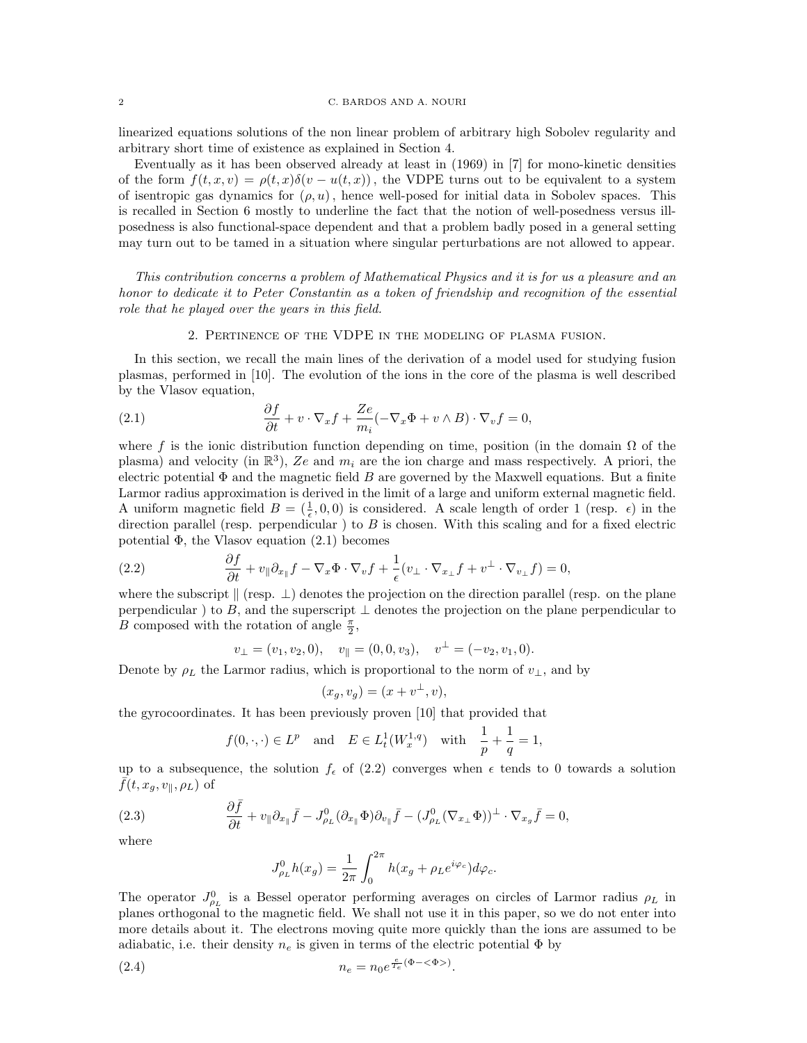linearized equations solutions of the non linear problem of arbitrary high Sobolev regularity and arbitrary short time of existence as explained in Section 4.

Eventually as it has been observed already at least in (1969) in [7] for mono-kinetic densities of the form $f(t,x,v) = \rho(t,x)\delta(v - u(t,x))$, the VDPE turns out to be equivalent to a system of isentropic gas dynamics for $(\rho, u)$, hence well-posed for initial data in Sobolev spaces. This is recalled in Section 6 mostly to underline the fact that the notion of well-posedness versus ill-posedness is also functional-space dependent and that a problem badly posed in a general setting may turn out to be tamed in a situation where singular perturbations are not allowed to appear.

*This contribution concerns a problem of Mathematical Physics and it is for us a pleasure and an honor to dedicate it to Peter Constantin as a token of friendship and recognition of the essential role that he played over the years in this field.*

## 2. Pertinence of the VDPE in the modeling of plasma fusion.

In this section, we recall the main lines of the derivation of a model used for studying fusion plasmas, performed in [10]. The evolution of the ions in the core of the plasma is well described by the Vlasov equation,

$$\frac{\partial f}{\partial t} + v \cdot \nabla_x f + \frac{Ze}{m_i}(-\nabla_x \Phi + v \wedge B) \cdot \nabla_v f = 0, \tag{2.1}$$

where $f$ is the ionic distribution function depending on time, position (in the domain $\Omega$ of the plasma) and velocity (in $\mathbb{R}^3$), $Ze$ and $m_i$ are the ion charge and mass respectively. A priori, the electric potential $\Phi$ and the magnetic field $B$ are governed by the Maxwell equations. But a finite Larmor radius approximation is derived in the limit of a large and uniform external magnetic field. A uniform magnetic field $B = (\frac{1}{\epsilon}, 0, 0)$ is considered. A scale length of order 1 (resp. $\epsilon$) in the direction parallel (resp. perpendicular ) to $B$ is chosen. With this scaling and for a fixed electric potential $\Phi$, the Vlasov equation (2.1) becomes

$$\frac{\partial f}{\partial t} + v_\parallel \partial_{x_\parallel} f - \nabla_x \Phi \cdot \nabla_v f + \frac{1}{\epsilon}(v_\perp \cdot \nabla_{x_\perp} f + v^\perp \cdot \nabla_{v_\perp} f) = 0, \tag{2.2}$$

where the subscript $\parallel$ (resp. $\perp$) denotes the projection on the direction parallel (resp. on the plane perpendicular ) to $B$, and the superscript $\perp$ denotes the projection on the plane perpendicular to $B$ composed with the rotation of angle $\frac{\pi}{2}$,

$$v_\perp = (v_1, v_2, 0), \quad v_\parallel = (0, 0, v_3), \quad v^\perp = (-v_2, v_1, 0).$$

Denote by $\rho_L$ the Larmor radius, which is proportional to the norm of $v_\perp$, and by

$$(x_g, v_g) = (x + v^\perp, v),$$

the gyrocoordinates. It has been previously proven [10] that provided that

$$f(0,\cdot,\cdot) \in L^p \quad \text{and} \quad E \in L^1_t(W^{1,q}_x) \quad \text{with} \quad \frac{1}{p} + \frac{1}{q} = 1,$$

up to a subsequence, the solution $f_\epsilon$ of (2.2) converges when $\epsilon$ tends to 0 towards a solution $\bar{f}(t, x_g, v_\parallel, \rho_L)$ of

$$\frac{\partial \bar{f}}{\partial t} + v_\parallel \partial_{x_\parallel} \bar{f} - J^0_{\rho_L}(\partial_{x_\parallel}\Phi)\partial_{v_\parallel}\bar{f} - (J^0_{\rho_L}(\nabla_{x_\perp}\Phi))^\perp \cdot \nabla_{x_g}\bar{f} = 0, \tag{2.3}$$

where

$$J^0_{\rho_L} h(x_g) = \frac{1}{2\pi}\int_0^{2\pi} h(x_g + \rho_L e^{i\varphi_c})d\varphi_c.$$

The operator $J^0_{\rho_L}$ is a Bessel operator performing averages on circles of Larmor radius $\rho_L$ in planes orthogonal to the magnetic field. We shall not use it in this paper, so we do not enter into more details about it. The electrons moving quite more quickly than the ions are assumed to be adiabatic, i.e. their density $n_e$ is given in terms of the electric potential $\Phi$ by

$$n_e = n_0 e^{\frac{e}{T_e}(\Phi - <\Phi>)}. \tag{2.4}$$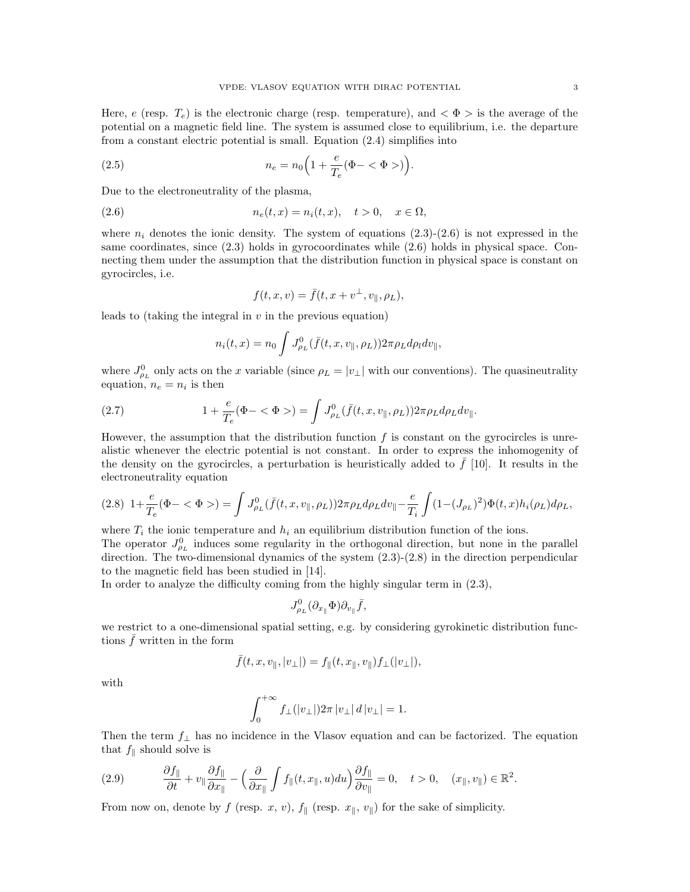Here, $e$ (resp. $T_e$) is the electronic charge (resp. temperature), and $<\Phi>$ is the average of the potential on a magnetic field line. The system is assumed close to equilibrium, i.e. the departure from a constant electric potential is small. Equation (2.4) simplifies into

$$n_e = n_0\Big(1 + \frac{e}{T_e}(\Phi - <\Phi>)\Big). \tag{2.5}$$

Due to the electroneutrality of the plasma,

$$n_e(t,x) = n_i(t,x), \quad t>0, \quad x\in\Omega, \tag{2.6}$$

where $n_i$ denotes the ionic density. The system of equations (2.3)-(2.6) is not expressed in the same coordinates, since (2.3) holds in gyrocoordinates while (2.6) holds in physical space. Connecting them under the assumption that the distribution function in physical space is constant on gyrocircles, i.e.

$$f(t,x,v) = \bar{f}(t, x+v^{\perp}, v_{\|}, \rho_L),$$

leads to (taking the integral in $v$ in the previous equation)

$$n_i(t,x) = n_0 \int J^0_{\rho_L}(\bar{f}(t,x,v_{\|},\rho_L)) 2\pi\rho_L d\rho_l dv_{\|},$$

where $J^0_{\rho_L}$ only acts on the $x$ variable (since $\rho_L = |v_\perp|$ with our conventions). The quasineutrality equation, $n_e = n_i$ is then

$$1 + \frac{e}{T_e}(\Phi - <\Phi>) = \int J^0_{\rho_L}(\bar{f}(t,x,v_{\|},\rho_L)) 2\pi\rho_L d\rho_L dv_{\|}. \tag{2.7}$$

However, the assumption that the distribution function $f$ is constant on the gyrocircles is unrealistic whenever the electric potential is not constant. In order to express the inhomogenity of the density on the gyrocircles, a perturbation is heuristically added to $\bar{f}$ [10]. It results in the electroneutrality equation

$$1+\frac{e}{T_e}(\Phi - <\Phi>) = \int J^0_{\rho_L}(\bar{f}(t,x,v_{\|},\rho_L)) 2\pi\rho_L d\rho_L dv_{\|} - \frac{e}{T_i}\int (1-(J_{\rho_L})^2)\Phi(t,x) h_i(\rho_L) d\rho_L, \tag{2.8}$$

where $T_i$ the ionic temperature and $h_i$ an equilibrium distribution function of the ions.
The operator $J^0_{\rho_L}$ induces some regularity in the orthogonal direction, but none in the parallel direction. The two-dimensional dynamics of the system (2.3)-(2.8) in the direction perpendicular to the magnetic field has been studied in [14].
In order to analyze the difficulty coming from the highly singular term in (2.3),

$$J^0_{\rho_L}(\partial_{x_{\|}}\Phi)\partial_{v_{\|}}\bar{f},$$

we restrict to a one-dimensional spatial setting, e.g. by considering gyrokinetic distribution functions $\bar{f}$ written in the form

$$\bar{f}(t,x,v_{\|},|v_\perp|) = f_{\|}(t,x_{\|},v_{\|}) f_\perp(|v_\perp|),$$

with

$$\int_0^{+\infty} f_\perp(|v_\perp|) 2\pi |v_\perp| \, d|v_\perp| = 1.$$

Then the term $f_\perp$ has no incidence in the Vlasov equation and can be factorized. The equation that $f_{\|}$ should solve is

$$\frac{\partial f_{\|}}{\partial t} + v_{\|}\frac{\partial f_{\|}}{\partial x_{\|}} - \Big(\frac{\partial}{\partial x_{\|}}\int f_{\|}(t,x_{\|},u)du\Big)\frac{\partial f_{\|}}{\partial v_{\|}} = 0, \quad t>0, \quad (x_{\|},v_{\|})\in\mathbb{R}^2. \tag{2.9}$$

From now on, denote by $f$ (resp. $x$, $v$), $f_{\|}$ (resp. $x_{\|}$, $v_{\|}$) for the sake of simplicity.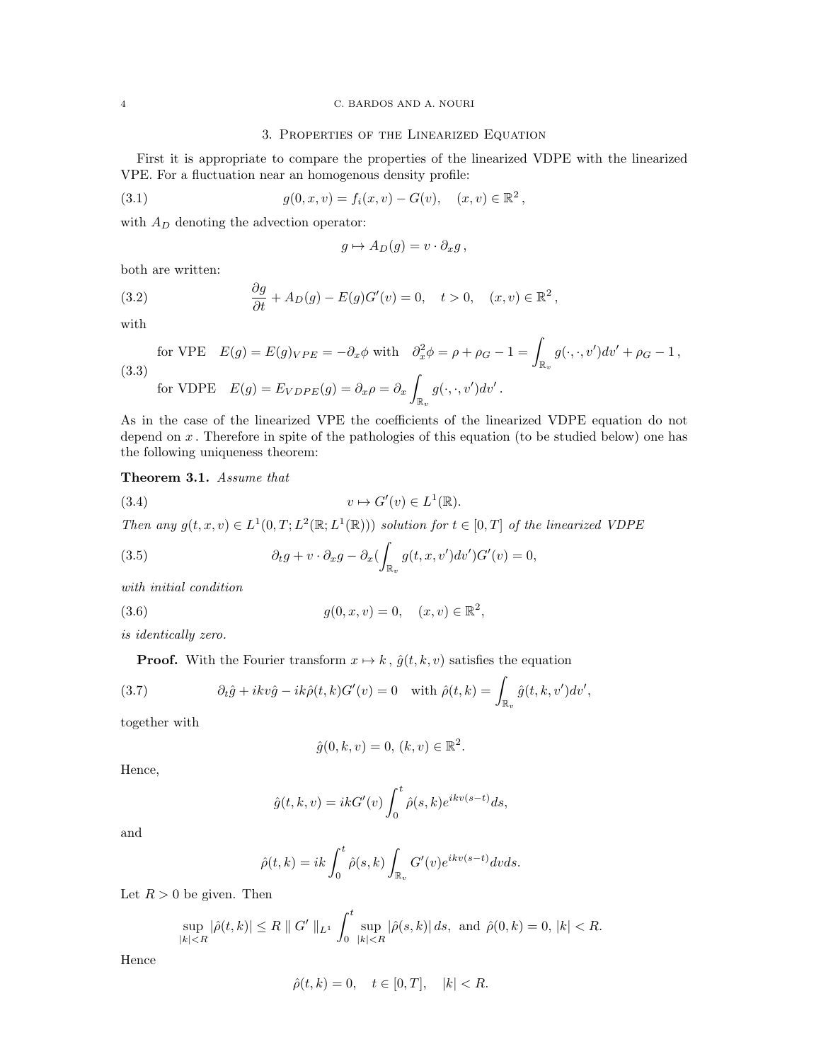## 3. Properties of the Linearized Equation

First it is appropriate to compare the properties of the linearized VDPE with the linearized VPE. For a fluctuation near an homogenous density profile:

$$g(0,x,v) = f_i(x,v) - G(v), \quad (x,v) \in \mathbb{R}^2\,, \tag{3.1}$$

with $A_D$ denoting the advection operator:

$$g \mapsto A_D(g) = v \cdot \partial_x g\,,$$

both are written:

$$\frac{\partial g}{\partial t} + A_D(g) - E(g)G'(v) = 0, \quad t>0, \quad (x,v) \in \mathbb{R}^2\,, \tag{3.2}$$

with

$$\begin{aligned}
&\text{for VPE} \quad E(g) = E(g)_{VPE} = -\partial_x \phi \text{ with } \partial_x^2 \phi = \rho + \rho_G - 1 = \int_{\mathbb{R}_v} g(\cdot,\cdot,v')dv' + \rho_G - 1\,,\\
&\text{for VDPE} \quad E(g) = E_{VDPE}(g) = \partial_x \rho = \partial_x \int_{\mathbb{R}_v} g(\cdot,\cdot,v')dv'\,.
\end{aligned} \tag{3.3}$$

As in the case of the linearized VPE the coefficients of the linearized VDPE equation do not depend on $x$. Therefore in spite of the pathologies of this equation (to be studied below) one has the following uniqueness theorem:

**Theorem 3.1.** *Assume that*

$$v \mapsto G'(v) \in L^1(\mathbb{R}). \tag{3.4}$$

*Then any $g(t,x,v) \in L^1(0,T;L^2(\mathbb{R};L^1(\mathbb{R})))$ solution for $t \in [0,T]$ of the linearized VDPE*

$$\partial_t g + v \cdot \partial_x g - \partial_x \Big(\int_{\mathbb{R}_v} g(t,x,v')dv'\Big)G'(v) = 0, \tag{3.5}$$

*with initial condition*

$$g(0,x,v) = 0, \quad (x,v) \in \mathbb{R}^2, \tag{3.6}$$

*is identically zero.*

**Proof.** With the Fourier transform $x \mapsto k$, $\hat{g}(t,k,v)$ satisfies the equation

$$\partial_t \hat{g} + ikv\hat{g} - ik\hat{\rho}(t,k)G'(v) = 0 \quad \text{with } \hat{\rho}(t,k) = \int_{\mathbb{R}_v} \hat{g}(t,k,v')dv', \tag{3.7}$$

together with

$$\hat{g}(0,k,v) = 0,\ (k,v) \in \mathbb{R}^2.$$

Hence,

$$\hat{g}(t,k,v) = ikG'(v)\int_0^t \hat{\rho}(s,k)e^{ikv(s-t)}ds,$$

and

$$\hat{\rho}(t,k) = ik\int_0^t \hat{\rho}(s,k)\int_{\mathbb{R}_v} G'(v)e^{ikv(s-t)}dvds.$$

Let $R>0$ be given. Then

$$\sup_{|k|<R} |\hat{\rho}(t,k)| \le R \parallel G' \parallel_{L^1} \int_0^t \sup_{|k|<R} |\hat{\rho}(s,k)|\,ds, \text{ and } \hat{\rho}(0,k) = 0,\ |k|<R.$$

Hence

$$\hat{\rho}(t,k) = 0, \quad t \in [0,T], \quad |k|<R.$$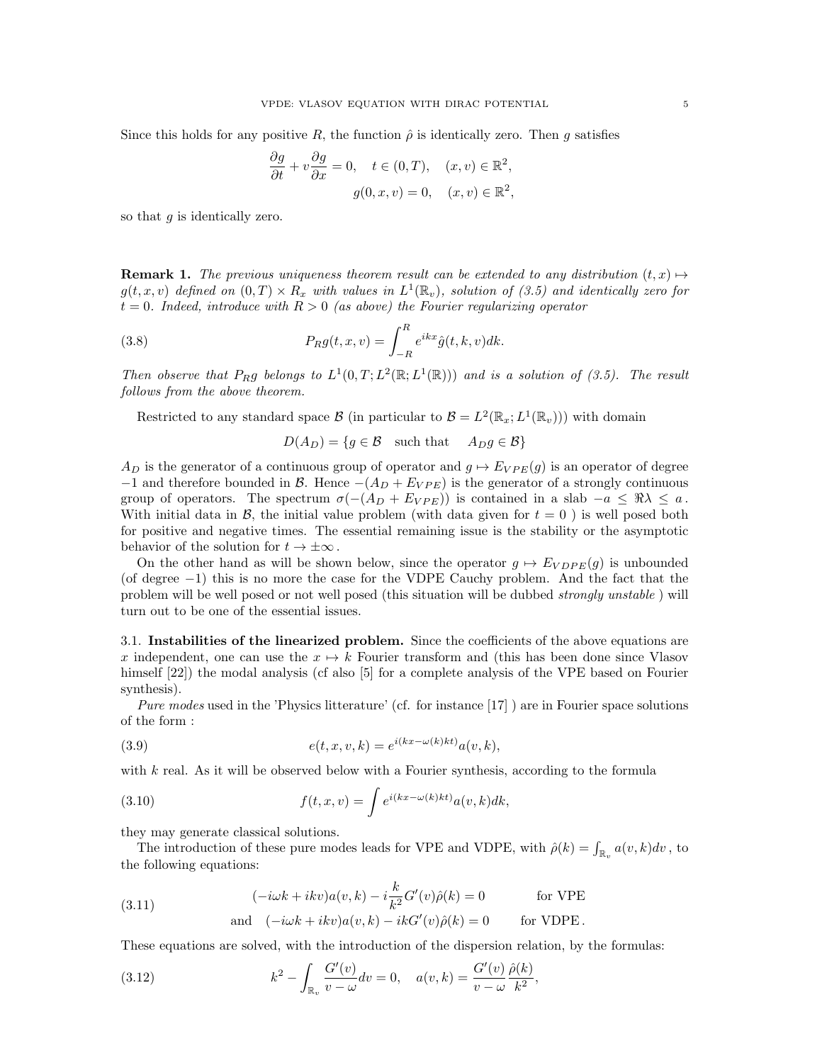Since this holds for any positive $R$, the function $\hat{\rho}$ is identically zero. Then $g$ satisfies

$$\frac{\partial g}{\partial t} + v\frac{\partial g}{\partial x} = 0, \quad t \in (0,T), \quad (x,v) \in \mathbb{R}^2,$$
$$g(0,x,v) = 0, \quad (x,v) \in \mathbb{R}^2,$$

so that $g$ is identically zero.

**Remark 1.** *The previous uniqueness theorem result can be extended to any distribution $(t,x) \mapsto g(t,x,v)$ defined on $(0,T) \times R_x$ with values in $L^1(\mathbb{R}_v)$, solution of (3.5) and identically zero for $t = 0$. Indeed, introduce with $R > 0$ (as above) the Fourier regularizing operator*

$$P_R g(t,x,v) = \int_{-R}^{R} e^{ikx}\hat{g}(t,k,v)dk. \tag{3.8}$$

*Then observe that $P_R g$ belongs to $L^1(0,T; L^2(\mathbb{R}; L^1(\mathbb{R})))$ and is a solution of (3.5). The result follows from the above theorem.*

Restricted to any standard space $\mathcal{B}$ (in particular to $\mathcal{B} = L^2(\mathbb{R}_x; L^1(\mathbb{R}_v))$) with domain

$$D(A_D) = \{g \in \mathcal{B} \quad \text{such that} \quad A_D g \in \mathcal{B}\}$$

$A_D$ is the generator of a continuous group of operator and $g \mapsto E_{VPE}(g)$ is an operator of degree $-1$ and therefore bounded in $\mathcal{B}$. Hence $-(A_D + E_{VPE})$ is the generator of a strongly continuous group of operators. The spectrum $\sigma(-(A_D + E_{VPE}))$ is contained in a slab $-a \leq \Re\lambda \leq a$. With initial data in $\mathcal{B}$, the initial value problem (with data given for $t = 0$ ) is well posed both for positive and negative times. The essential remaining issue is the stability or the asymptotic behavior of the solution for $t \to \pm\infty$.

On the other hand as will be shown below, since the operator $g \mapsto E_{VDPE}(g)$ is unbounded (of degree $-1$) this is no more the case for the VDPE Cauchy problem. And the fact that the problem will be well posed or not well posed (this situation will be dubbed *strongly unstable* ) will turn out to be one of the essential issues.

## 3.1. Instabilities of the linearized problem.

Since the coefficients of the above equations are $x$ independent, one can use the $x \mapsto k$ Fourier transform and (this has been done since Vlasov himself [22]) the modal analysis (cf also [5] for a complete analysis of the VPE based on Fourier synthesis).

*Pure modes* used in the 'Physics litterature' (cf. for instance [17] ) are in Fourier space solutions of the form :

$$e(t,x,v,k) = e^{i(kx - \omega(k)kt)}a(v,k), \tag{3.9}$$

with $k$ real. As it will be observed below with a Fourier synthesis, according to the formula

$$f(t,x,v) = \int e^{i(kx-\omega(k)kt)}a(v,k)dk, \tag{3.10}$$

they may generate classical solutions.

The introduction of these pure modes leads for VPE and VDPE, with $\hat{\rho}(k) = \int_{\mathbb{R}_v} a(v,k)dv$ , to the following equations:

$$\begin{aligned} &(-i\omega k + ikv)a(v,k) - i\frac{k}{k^2}G'(v)\hat{\rho}(k) = 0 \qquad \text{for VPE} \\ \text{and} \quad &(-i\omega k + ikv)a(v,k) - ikG'(v)\hat{\rho}(k) = 0 \qquad \text{for VDPE}. \end{aligned} \tag{3.11}$$

These equations are solved, with the introduction of the dispersion relation, by the formulas:

$$k^2 - \int_{\mathbb{R}_v} \frac{G'(v)}{v - \omega}dv = 0, \quad a(v,k) = \frac{G'(v)}{v - \omega}\frac{\hat{\rho}(k)}{k^2}, \tag{3.12}$$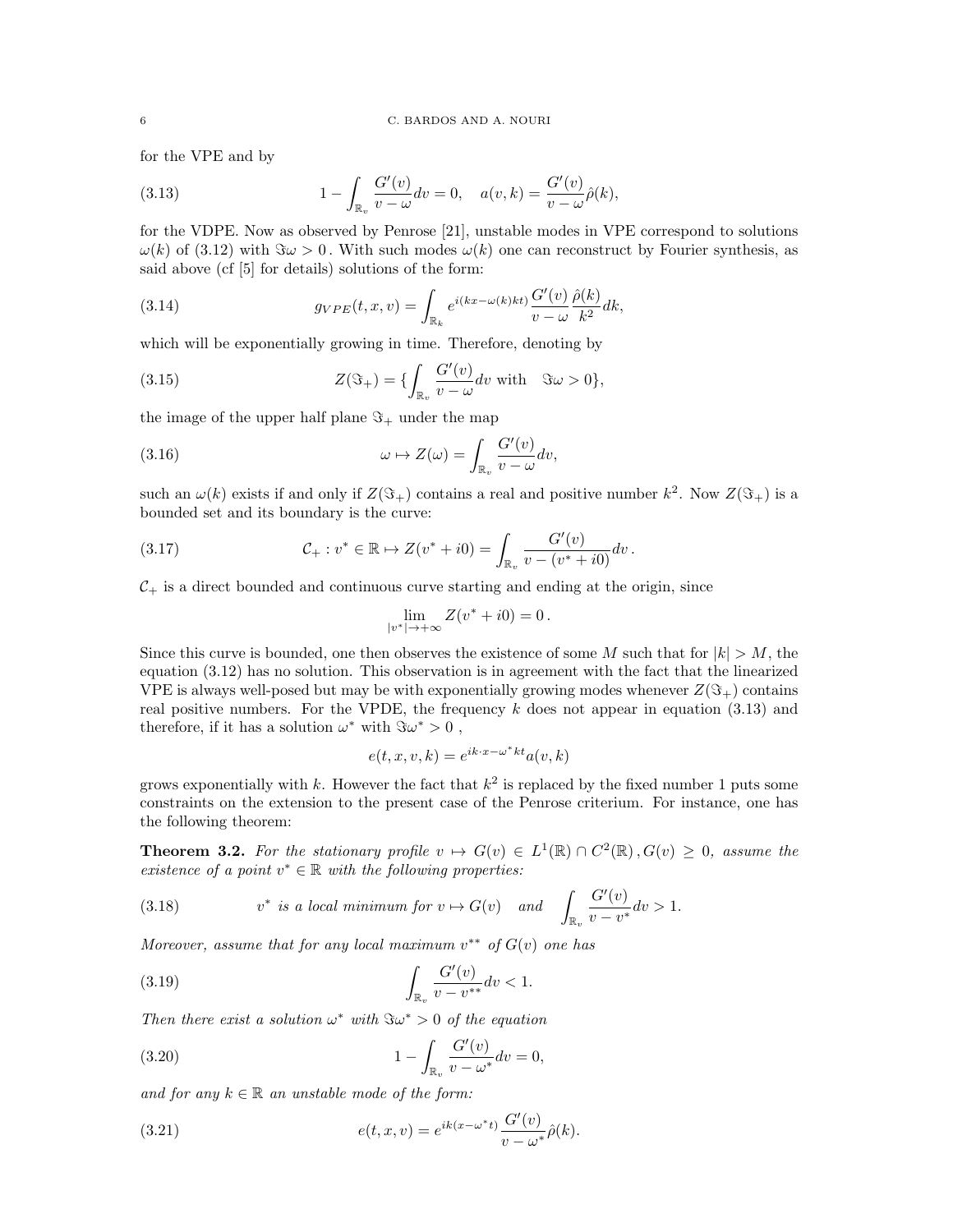for the VPE and by

$$1 - \int_{\mathbb{R}_v} \frac{G'(v)}{v-\omega} dv = 0, \quad a(v,k) = \frac{G'(v)}{v-\omega}\hat{\rho}(k), \tag{3.13}$$

for the VDPE. Now as observed by Penrose [21], unstable modes in VPE correspond to solutions $\omega(k)$ of (3.12) with $\Im\omega > 0$. With such modes $\omega(k)$ one can reconstruct by Fourier synthesis, as said above (cf [5] for details) solutions of the form:

$$g_{VPE}(t,x,v) = \int_{\mathbb{R}_k} e^{i(kx-\omega(k)kt)} \frac{G'(v)}{v-\omega} \frac{\hat{\rho}(k)}{k^2} dk, \tag{3.14}$$

which will be exponentially growing in time. Therefore, denoting by

$$Z(\Im_+) = \{\int_{\mathbb{R}_v} \frac{G'(v)}{v-\omega} dv \text{ with } \quad \Im\omega > 0\}, \tag{3.15}$$

the image of the upper half plane $\Im_+$ under the map

$$\omega \mapsto Z(\omega) = \int_{\mathbb{R}_v} \frac{G'(v)}{v-\omega} dv, \tag{3.16}$$

such an $\omega(k)$ exists if and only if $Z(\Im_+)$ contains a real and positive number $k^2$. Now $Z(\Im_+)$ is a bounded set and its boundary is the curve:

$$\mathcal{C}_+ : v^* \in \mathbb{R} \mapsto Z(v^* + i0) = \int_{\mathbb{R}_v} \frac{G'(v)}{v - (v^* + i0)} dv\,. \tag{3.17}$$

$\mathcal{C}_+$ is a direct bounded and continuous curve starting and ending at the origin, since

$$\lim_{|v^*| \to +\infty} Z(v^* + i0) = 0\,.$$

Since this curve is bounded, one then observes the existence of some $M$ such that for $|k| > M$, the equation (3.12) has no solution. This observation is in agreement with the fact that the linearized VPE is always well-posed but may be with exponentially growing modes whenever $Z(\Im_+)$ contains real positive numbers. For the VPDE, the frequency $k$ does not appear in equation (3.13) and therefore, if it has a solution $\omega^*$ with $\Im\omega^* > 0$ ,

$$e(t,x,v,k) = e^{ik\cdot x - \omega^* kt} a(v,k)$$

grows exponentially with $k$. However the fact that $k^2$ is replaced by the fixed number 1 puts some constraints on the extension to the present case of the Penrose criterium. For instance, one has the following theorem:

**Theorem 3.2.** *For the stationary profile $v \mapsto G(v) \in L^1(\mathbb{R}) \cap C^2(\mathbb{R})\,, G(v) \geq 0$, assume the existence of a point $v^* \in \mathbb{R}$ with the following properties:*

$$v^* \textit{ is a local minimum for } v \mapsto G(v) \quad \textit{and} \quad \int_{\mathbb{R}_v} \frac{G'(v)}{v-v^*} dv > 1. \tag{3.18}$$

*Moreover, assume that for any local maximum $v^{**}$ of $G(v)$ one has*

$$\int_{\mathbb{R}_v} \frac{G'(v)}{v - v^{**}} dv < 1. \tag{3.19}$$

*Then there exist a solution $\omega^*$ with $\Im\omega^* > 0$ of the equation*

$$1 - \int_{\mathbb{R}_v} \frac{G'(v)}{v-\omega^*} dv = 0, \tag{3.20}$$

*and for any $k \in \mathbb{R}$ an unstable mode of the form:*

$$e(t,x,v) = e^{ik(x-\omega^* t)} \frac{G'(v)}{v-\omega^*} \hat{\rho}(k). \tag{3.21}$$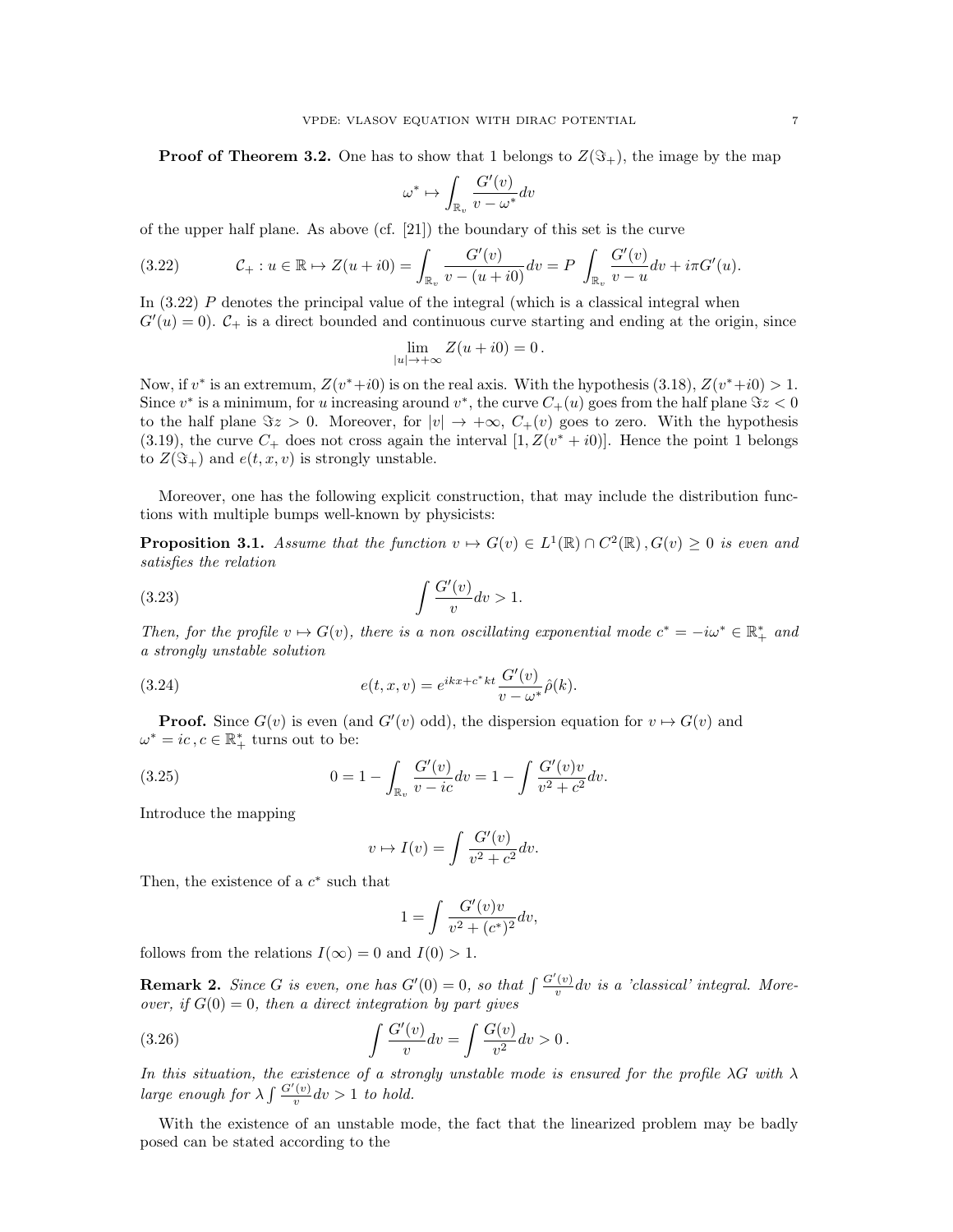**Proof of Theorem 3.2.** One has to show that 1 belongs to $Z(\Im_+)$, the image by the map

$$\omega^* \mapsto \int_{\mathbb{R}_v} \frac{G'(v)}{v-\omega^*} dv$$

of the upper half plane. As above (cf. [21]) the boundary of this set is the curve

$$\mathcal{C}_+ : u \in \mathbb{R} \mapsto Z(u+i0) = \int_{\mathbb{R}_v} \frac{G'(v)}{v-(u+i0)} dv = P \int_{\mathbb{R}_v} \frac{G'(v)}{v-u} dv + i\pi G'(u). \tag{3.22}$$

In (3.22) $P$ denotes the principal value of the integral (which is a classical integral when $G'(u)=0$). $\mathcal{C}_+$ is a direct bounded and continuous curve starting and ending at the origin, since

$$\lim_{|u|\to+\infty} Z(u+i0) = 0\,.$$

Now, if $v^*$ is an extremum, $Z(v^*+i0)$ is on the real axis. With the hypothesis (3.18), $Z(v^*+i0) > 1$. Since $v^*$ is a minimum, for $u$ increasing around $v^*$, the curve $C_+(u)$ goes from the half plane $\Im z < 0$ to the half plane $\Im z > 0$. Moreover, for $|v| \to +\infty$, $C_+(v)$ goes to zero. With the hypothesis (3.19), the curve $C_+$ does not cross again the interval $[1, Z(v^*+i0)]$. Hence the point 1 belongs to $Z(\Im_+)$ and $e(t,x,v)$ is strongly unstable.

Moreover, one has the following explicit construction, that may include the distribution functions with multiple bumps well-known by physicists:

**Proposition 3.1.** *Assume that the function $v \mapsto G(v) \in L^1(\mathbb{R}) \cap C^2(\mathbb{R})\,, G(v) \geq 0$ is even and satisfies the relation*

$$\int \frac{G'(v)}{v} dv > 1. \tag{3.23}$$

*Then, for the profile $v \mapsto G(v)$, there is a non oscillating exponential mode $c^* = -i\omega^* \in \mathbb{R}_+^*$ and a strongly unstable solution*

$$e(t,x,v) = e^{ikx+c^*kt} \frac{G'(v)}{v-\omega^*} \hat{\rho}(k). \tag{3.24}$$

**Proof.** Since $G(v)$ is even (and $G'(v)$ odd), the dispersion equation for $v \mapsto G(v)$ and $\omega^* = ic\,, c \in \mathbb{R}_+^*$ turns out to be:

$$0 = 1 - \int_{\mathbb{R}_v} \frac{G'(v)}{v-ic} dv = 1 - \int \frac{G'(v)v}{v^2+c^2} dv. \tag{3.25}$$

Introduce the mapping

$$v \mapsto I(v) = \int \frac{G'(v)}{v^2+c^2} dv.$$

Then, the existence of a $c^*$ such that

$$1 = \int \frac{G'(v)v}{v^2+(c^*)^2} dv,$$

follows from the relations $I(\infty) = 0$ and $I(0) > 1$.

**Remark 2.** *Since $G$ is even, one has $G'(0) = 0$, so that $\int \frac{G'(v)}{v} dv$ is a 'classical' integral. Moreover, if $G(0) = 0$, then a direct integration by part gives*

$$\int \frac{G'(v)}{v} dv = \int \frac{G(v)}{v^2} dv > 0\,. \tag{3.26}$$

*In this situation, the existence of a strongly unstable mode is ensured for the profile $\lambda G$ with $\lambda$ large enough for $\lambda \int \frac{G'(v)}{v} dv > 1$ to hold.*

With the existence of an unstable mode, the fact that the linearized problem may be badly posed can be stated according to the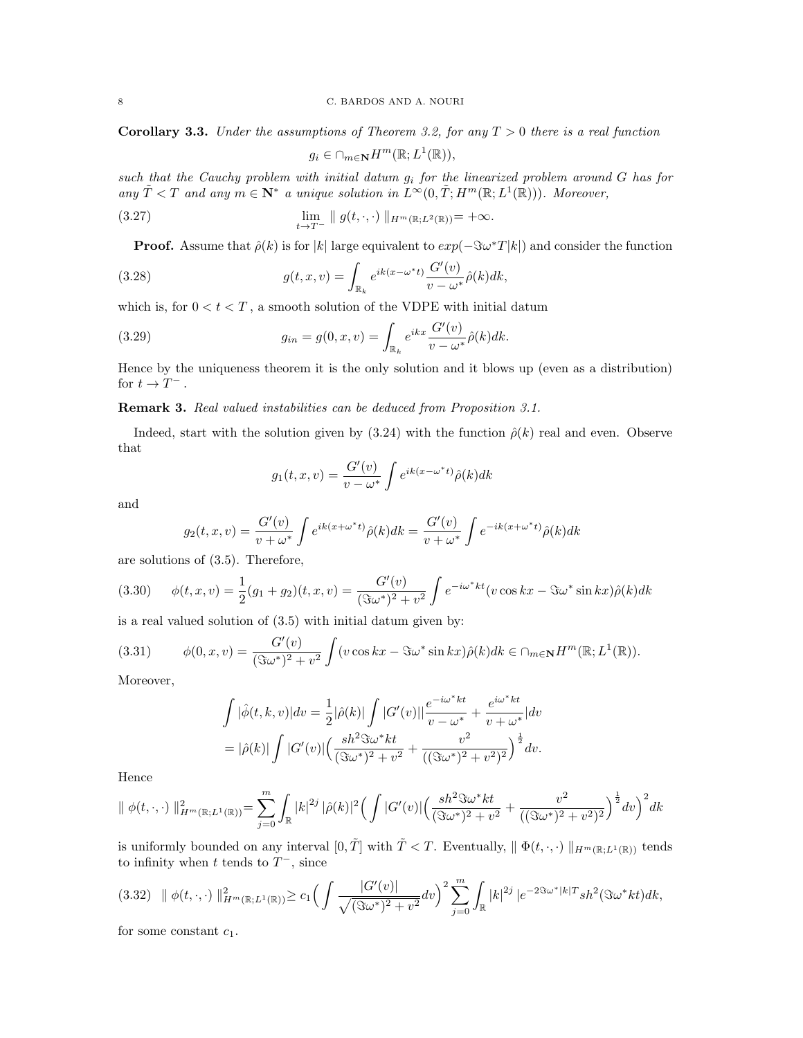**Corollary 3.3.** *Under the assumptions of Theorem 3.2, for any $T > 0$ there is a real function*

$$g_i \in \cap_{m\in\mathbf{N}} H^m(\mathbb{R}; L^1(\mathbb{R})),$$

*such that the Cauchy problem with initial datum $g_i$ for the linearized problem around $G$ has for any $\tilde{T} < T$ and any $m \in \mathbf{N}^*$ a unique solution in $L^\infty(0,\tilde{T}; H^m(\mathbb{R}; L^1(\mathbb{R})))$. Moreover,*

$$\lim_{t\to T^-} \parallel g(t,\cdot,\cdot) \parallel_{H^m(\mathbb{R};L^2(\mathbb{R}))} = +\infty. \tag{3.27}$$

**Proof.** Assume that $\hat{\rho}(k)$ is for $|k|$ large equivalent to $exp(-\Im\omega^* T|k|)$ and consider the function

$$g(t,x,v) = \int_{\mathbb{R}_k} e^{ik(x-\omega^* t)} \frac{G'(v)}{v-\omega^*}\hat{\rho}(k)dk, \tag{3.28}$$

which is, for $0 < t < T$ , a smooth solution of the VDPE with initial datum

$$g_{in} = g(0,x,v) = \int_{\mathbb{R}_k} e^{ikx} \frac{G'(v)}{v-\omega^*}\hat{\rho}(k)dk. \tag{3.29}$$

Hence by the uniqueness theorem it is the only solution and it blows up (even as a distribution) for $t \to T^-$ .

**Remark 3.** *Real valued instabilities can be deduced from Proposition 3.1.*

Indeed, start with the solution given by (3.24) with the function $\hat{\rho}(k)$ real and even. Observe that

$$g_1(t,x,v) = \frac{G'(v)}{v-\omega^*}\int e^{ik(x-\omega^* t)}\hat{\rho}(k)dk$$

and

$$g_2(t,x,v) = \frac{G'(v)}{v+\omega^*}\int e^{ik(x+\omega^* t)}\hat{\rho}(k)dk = \frac{G'(v)}{v+\omega^*}\int e^{-ik(x+\omega^* t)}\hat{\rho}(k)dk$$

are solutions of (3.5). Therefore,

$$\phi(t,x,v) = \frac{1}{2}(g_1+g_2)(t,x,v) = \frac{G'(v)}{(\Im\omega^*)^2+v^2}\int e^{-i\omega^* kt}(v\cos kx - \Im\omega^* \sin kx)\hat{\rho}(k)dk \tag{3.30}$$

is a real valued solution of (3.5) with initial datum given by:

$$\phi(0,x,v) = \frac{G'(v)}{(\Im\omega^*)^2+v^2}\int (v\cos kx - \Im\omega^* \sin kx)\hat{\rho}(k)dk \in \cap_{m\in\mathbf{N}} H^m(\mathbb{R}; L^1(\mathbb{R})). \tag{3.31}$$

Moreover,

$$\begin{aligned}\int |\hat{\phi}(t,k,v)|dv &= \frac{1}{2}|\hat{\rho}(k)|\int |G'(v)|\Big|\frac{e^{-i\omega^* kt}}{v-\omega^*} + \frac{e^{i\omega^* kt}}{v+\omega^*}\Big|dv \\ &= |\hat{\rho}(k)|\int |G'(v)|\Big(\frac{sh^2\Im\omega^* kt}{(\Im\omega^*)^2+v^2} + \frac{v^2}{((\Im\omega^*)^2+v^2)^2}\Big)^{\frac{1}{2}}dv.\end{aligned}$$

Hence

$$\parallel \phi(t,\cdot,\cdot) \parallel^2_{H^m(\mathbb{R};L^1(\mathbb{R}))} = \sum_{j=0}^m \int_{\mathbb{R}} |k|^{2j}\,|\hat{\rho}(k)|^2\Big(\int |G'(v)|\Big(\frac{sh^2\Im\omega^* kt}{(\Im\omega^*)^2+v^2} + \frac{v^2}{((\Im\omega^*)^2+v^2)^2}\Big)^{\frac{1}{2}}dv\Big)^2 dk$$

is uniformly bounded on any interval $[0,\tilde{T}]$ with $\tilde{T} < T$. Eventually, $\parallel \Phi(t,\cdot,\cdot) \parallel_{H^m(\mathbb{R};L^1(\mathbb{R}))}$ tends to infinity when $t$ tends to $T^-$, since

$$\parallel \phi(t,\cdot,\cdot) \parallel^2_{H^m(\mathbb{R};L^1(\mathbb{R}))} \geq c_1\Big(\int \frac{|G'(v)|}{\sqrt{(\Im\omega^*)^2+v^2}}dv\Big)^2 \sum_{j=0}^m \int_{\mathbb{R}} |k|^{2j}\,|e^{-2\Im\omega^*|k|T} sh^2(\Im\omega^* kt)dk, \tag{3.32}$$

for some constant $c_1$.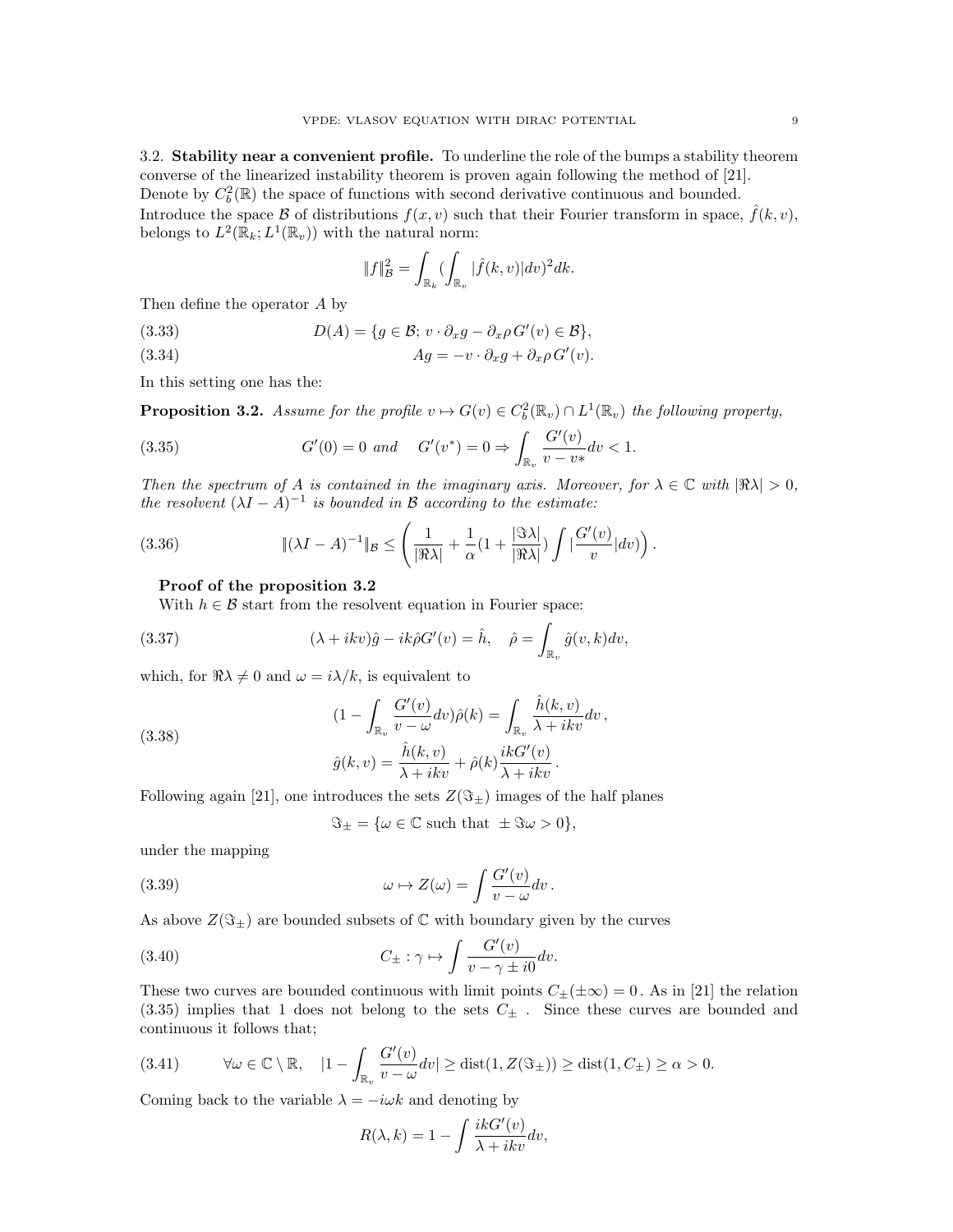3.2. **Stability near a convenient profile.** To underline the role of the bumps a stability theorem converse of the linearized instability theorem is proven again following the method of [21]. Denote by $C_b^2(\mathbb{R})$ the space of functions with second derivative continuous and bounded. Introduce the space $\mathcal{B}$ of distributions $f(x,v)$ such that their Fourier transform in space, $\hat{f}(k,v)$, belongs to $L^2(\mathbb{R}_k; L^1(\mathbb{R}_v))$ with the natural norm:

$$\|f\|_{\mathcal{B}}^2 = \int_{\mathbb{R}_k} (\int_{\mathbb{R}_v} |\hat{f}(k,v)|dv)^2 dk.$$

Then define the operator $A$ by

$$D(A) = \{g \in \mathcal{B};\, v\cdot\partial_x g - \partial_x \rho\, G'(v) \in \mathcal{B}\}, \tag{3.33}$$

$$Ag = -v\cdot\partial_x g + \partial_x \rho\, G'(v). \tag{3.34}$$

In this setting one has the:

**Proposition 3.2.** *Assume for the profile $v \mapsto G(v) \in C_b^2(\mathbb{R}_v)\cap L^1(\mathbb{R}_v)$ the following property,*

$$G'(0)=0 \text{ and } \quad G'(v^*)=0 \Rightarrow \int_{\mathbb{R}_v} \frac{G'(v)}{v-v*}dv < 1. \tag{3.35}$$

*Then the spectrum of $A$ is contained in the imaginary axis. Moreover, for $\lambda\in\mathbb{C}$ with $|\Re\lambda|>0$, the resolvent $(\lambda I - A)^{-1}$ is bounded in $\mathcal{B}$ according to the estimate:*

$$\|(\lambda I - A)^{-1}\|_{\mathcal{B}} \le \left(\frac{1}{|\Re\lambda|} + \frac{1}{\alpha}\Big(1+\frac{|\Im\lambda|}{|\Re\lambda|}\Big)\int|\frac{G'(v)}{v}|dv)\right). \tag{3.36}$$

**Proof of the proposition 3.2**

With $h\in\mathcal{B}$ start from the resolvent equation in Fourier space:

$$(\lambda + ikv)\hat{g} - ik\hat{\rho}G'(v) = \hat{h}, \quad \hat{\rho} = \int_{\mathbb{R}_v} \hat{g}(v,k)dv, \tag{3.37}$$

which, for $\Re\lambda \neq 0$ and $\omega = i\lambda/k$, is equivalent to

$$\begin{aligned} &(1-\int_{\mathbb{R}_v}\frac{G'(v)}{v-\omega}dv)\hat{\rho}(k) = \int_{\mathbb{R}_v}\frac{\hat{h}(k,v)}{\lambda+ikv}dv\,, \\ &\hat{g}(k,v) = \frac{\hat{h}(k,v)}{\lambda+ikv} + \hat{\rho}(k)\frac{ikG'(v)}{\lambda+ikv}\,. \end{aligned} \tag{3.38}$$

Following again [21], one introduces the sets $Z(\Im_\pm)$ images of the half planes

$$\Im_\pm = \{\omega\in\mathbb{C} \text{ such that } \pm\Im\omega > 0\},$$

under the mapping

$$\omega \mapsto Z(\omega) = \int \frac{G'(v)}{v-\omega}dv\,. \tag{3.39}$$

As above $Z(\Im_\pm)$ are bounded subsets of $\mathbb{C}$ with boundary given by the curves

$$C_\pm : \gamma \mapsto \int \frac{G'(v)}{v-\gamma\pm i0}dv. \tag{3.40}$$

These two curves are bounded continuous with limit points $C_\pm(\pm\infty) = 0$. As in [21] the relation (3.35) implies that 1 does not belong to the sets $C_\pm$ . Since these curves are bounded and continuous it follows that;

$$\forall\omega\in\mathbb{C}\setminus\mathbb{R}, \quad |1-\int_{\mathbb{R}_v}\frac{G'(v)}{v-\omega}dv| \ge \mathrm{dist}(1, Z(\Im_\pm)) \ge \mathrm{dist}(1, C_\pm) \ge \alpha > 0. \tag{3.41}$$

Coming back to the variable $\lambda = -i\omega k$ and denoting by

$$R(\lambda,k) = 1 - \int \frac{ikG'(v)}{\lambda+ikv}dv,$$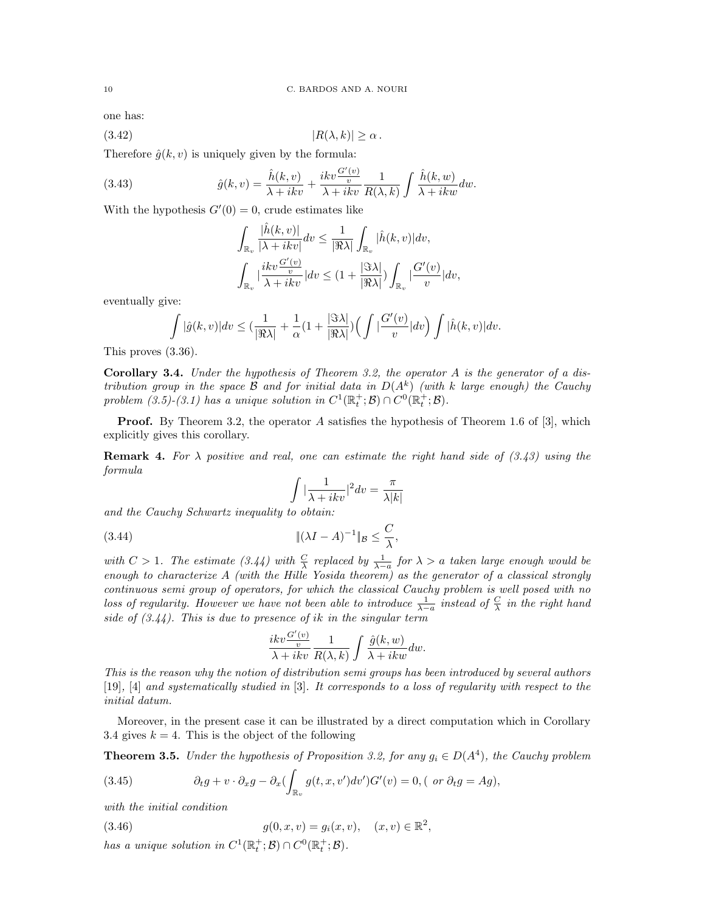one has:

$$|R(\lambda, k)| \geq \alpha\,. \tag{3.42}$$

Therefore $\hat{g}(k,v)$ is uniquely given by the formula:

$$\hat{g}(k,v) = \frac{\hat{h}(k,v)}{\lambda + ikv} + \frac{ikv\frac{G'(v)}{v}}{\lambda + ikv}\frac{1}{R(\lambda,k)}\int \frac{\hat{h}(k,w)}{\lambda + ikw}dw. \tag{3.43}$$

With the hypothesis $G'(0) = 0$, crude estimates like

$$\int_{\mathbb{R}_v} \frac{|\hat{h}(k,v)|}{|\lambda + ikv|}dv \leq \frac{1}{|\Re\lambda|}\int_{\mathbb{R}_v} |\hat{h}(k,v)|dv,$$

$$\int_{\mathbb{R}_v} |\frac{ikv\frac{G'(v)}{v}}{\lambda + ikv}|dv \leq (1 + \frac{|\Im\lambda|}{|\Re\lambda|})\int_{\mathbb{R}_v} |\frac{G'(v)}{v}|dv,$$

eventually give:

$$\int |\hat{g}(k,v)|dv \leq (\frac{1}{|\Re\lambda|} + \frac{1}{\alpha}(1 + \frac{|\Im\lambda|}{|\Re\lambda|})\Big(\int |\frac{G'(v)}{v}|dv\Big)\int |\hat{h}(k,v)|dv.$$

This proves (3.36).

**Corollary 3.4.** *Under the hypothesis of Theorem 3.2, the operator $A$ is the generator of a distribution group in the space $\mathcal{B}$ and for initial data in $D(A^k)$ (with $k$ large enough) the Cauchy problem (3.5)-(3.1) has a unique solution in $C^1(\mathbb{R}_t^+;\mathcal{B}) \cap C^0(\mathbb{R}_t^+;\mathcal{B})$.*

**Proof.** By Theorem 3.2, the operator $A$ satisfies the hypothesis of Theorem 1.6 of [3], which explicitly gives this corollary.

**Remark 4.** *For $\lambda$ positive and real, one can estimate the right hand side of (3.43) using the formula*

$$\int |\frac{1}{\lambda + ikv}|^2 dv = \frac{\pi}{\lambda |k|}$$

*and the Cauchy Schwartz inequality to obtain:*

$$\|(\lambda I - A)^{-1}\|_{\mathcal{B}} \leq \frac{C}{\lambda}, \tag{3.44}$$

*with $C > 1$. The estimate (3.44) with $\frac{C}{\lambda}$ replaced by $\frac{1}{\lambda - a}$ for $\lambda > a$ taken large enough would be enough to characterize $A$ (with the Hille Yosida theorem) as the generator of a classical strongly continuous semi group of operators, for which the classical Cauchy problem is well posed with no loss of regularity. However we have not been able to introduce $\frac{1}{\lambda - a}$ instead of $\frac{C}{\lambda}$ in the right hand side of (3.44). This is due to presence of $ik$ in the singular term*

$$\frac{ikv\frac{G'(v)}{v}}{\lambda + ikv}\frac{1}{R(\lambda,k)}\int \frac{\hat{g}(k,w)}{\lambda + ikw}dw.$$

*This is the reason why the notion of distribution semi groups has been introduced by several authors [19], [4] and systematically studied in [3]. It corresponds to a loss of regularity with respect to the initial datum.*

Moreover, in the present case it can be illustrated by a direct computation which in Corollary 3.4 gives $k = 4$. This is the object of the following

**Theorem 3.5.** *Under the hypothesis of Proposition 3.2, for any $g_i \in D(A^4)$, the Cauchy problem*

$$\partial_t g + v \cdot \partial_x g - \partial_x(\int_{\mathbb{R}_v} g(t,x,v')dv')G'(v) = 0, (\text{ or } \partial_t g = Ag), \tag{3.45}$$

*with the initial condition*

$$g(0,x,v) = g_i(x,v), \quad (x,v) \in \mathbb{R}^2, \tag{3.46}$$

*has a unique solution in $C^1(\mathbb{R}_t^+;\mathcal{B}) \cap C^0(\mathbb{R}_t^+;\mathcal{B})$.*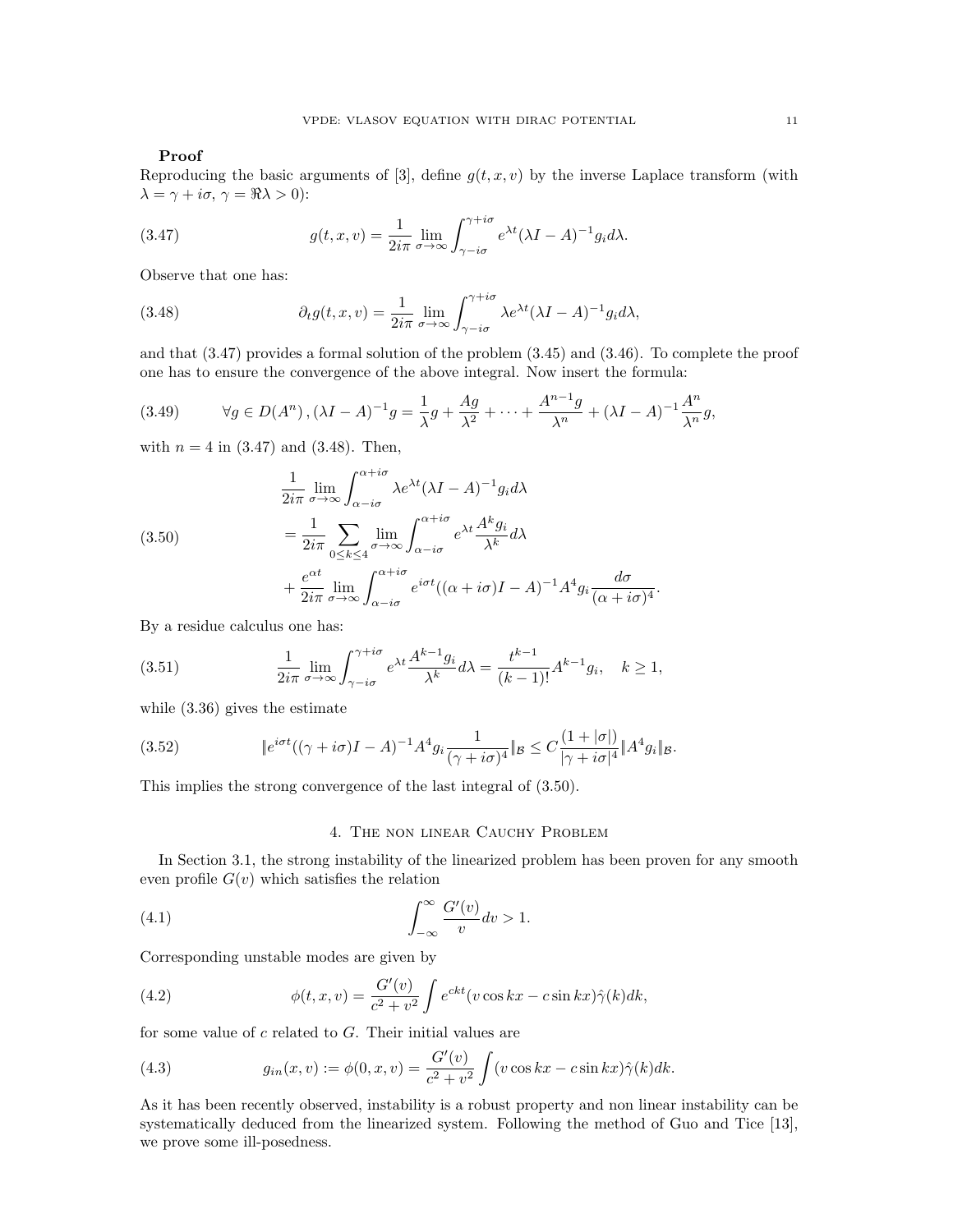**Proof**
Reproducing the basic arguments of [3], define $g(t,x,v)$ by the inverse Laplace transform (with $\lambda = \gamma + i\sigma$, $\gamma = \Re\lambda > 0$):

$$g(t,x,v) = \frac{1}{2i\pi} \lim_{\sigma\to\infty} \int_{\gamma - i\sigma}^{\gamma + i\sigma} e^{\lambda t} (\lambda I - A)^{-1} g_i d\lambda. \tag{3.47}$$

Observe that one has:

$$\partial_t g(t,x,v) = \frac{1}{2i\pi} \lim_{\sigma\to\infty} \int_{\gamma - i\sigma}^{\gamma + i\sigma} \lambda e^{\lambda t} (\lambda I - A)^{-1} g_i d\lambda, \tag{3.48}$$

and that (3.47) provides a formal solution of the problem (3.45) and (3.46). To complete the proof one has to ensure the convergence of the above integral. Now insert the formula:

$$\forall g \in D(A^n)\,, (\lambda I - A)^{-1} g = \frac{1}{\lambda} g + \frac{Ag}{\lambda^2} + \cdots + \frac{A^{n-1} g}{\lambda^n} + (\lambda I - A)^{-1} \frac{A^n}{\lambda^n} g, \tag{3.49}$$

with $n = 4$ in (3.47) and (3.48). Then,

$$\begin{aligned}
&\frac{1}{2i\pi} \lim_{\sigma\to\infty} \int_{\alpha - i\sigma}^{\alpha + i\sigma} \lambda e^{\lambda t} (\lambda I - A)^{-1} g_i d\lambda \\
&= \frac{1}{2i\pi} \sum_{0\le k\le 4} \lim_{\sigma\to\infty} \int_{\alpha - i\sigma}^{\alpha + i\sigma} e^{\lambda t} \frac{A^k g_i}{\lambda^k} d\lambda \\
&+ \frac{e^{\alpha t}}{2i\pi} \lim_{\sigma\to\infty} \int_{\alpha - i\sigma}^{\alpha + i\sigma} e^{i\sigma t} ((\alpha + i\sigma) I - A)^{-1} A^4 g_i \frac{d\sigma}{(\alpha + i\sigma)^4}.
\end{aligned} \tag{3.50}$$

By a residue calculus one has:

$$\frac{1}{2i\pi} \lim_{\sigma\to\infty} \int_{\gamma - i\sigma}^{\gamma + i\sigma} e^{\lambda t} \frac{A^{k-1} g_i}{\lambda^k} d\lambda = \frac{t^{k-1}}{(k-1)!} A^{k-1} g_i, \quad k \ge 1, \tag{3.51}$$

while (3.36) gives the estimate

$$\| e^{i\sigma t} ((\gamma + i\sigma) I - A)^{-1} A^4 g_i \frac{1}{(\gamma + i\sigma)^4} \|_{\mathcal{B}} \le C \frac{(1 + |\sigma|)}{|\gamma + i\sigma|^4} \| A^4 g_i \|_{\mathcal{B}}. \tag{3.52}$$

This implies the strong convergence of the last integral of (3.50).

## 4. The non linear Cauchy Problem

In Section 3.1, the strong instability of the linearized problem has been proven for any smooth even profile $G(v)$ which satisfies the relation

$$\int_{-\infty}^{\infty} \frac{G'(v)}{v} dv > 1. \tag{4.1}$$

Corresponding unstable modes are given by

$$\phi(t,x,v) = \frac{G'(v)}{c^2 + v^2} \int e^{ckt} (v \cos kx - c \sin kx) \hat{\gamma}(k) dk, \tag{4.2}$$

for some value of $c$ related to $G$. Their initial values are

$$g_{in}(x,v) := \phi(0,x,v) = \frac{G'(v)}{c^2 + v^2} \int (v \cos kx - c \sin kx) \hat{\gamma}(k) dk. \tag{4.3}$$

As it has been recently observed, instability is a robust property and non linear instability can be systematically deduced from the linearized system. Following the method of Guo and Tice [13], we prove some ill-posedness.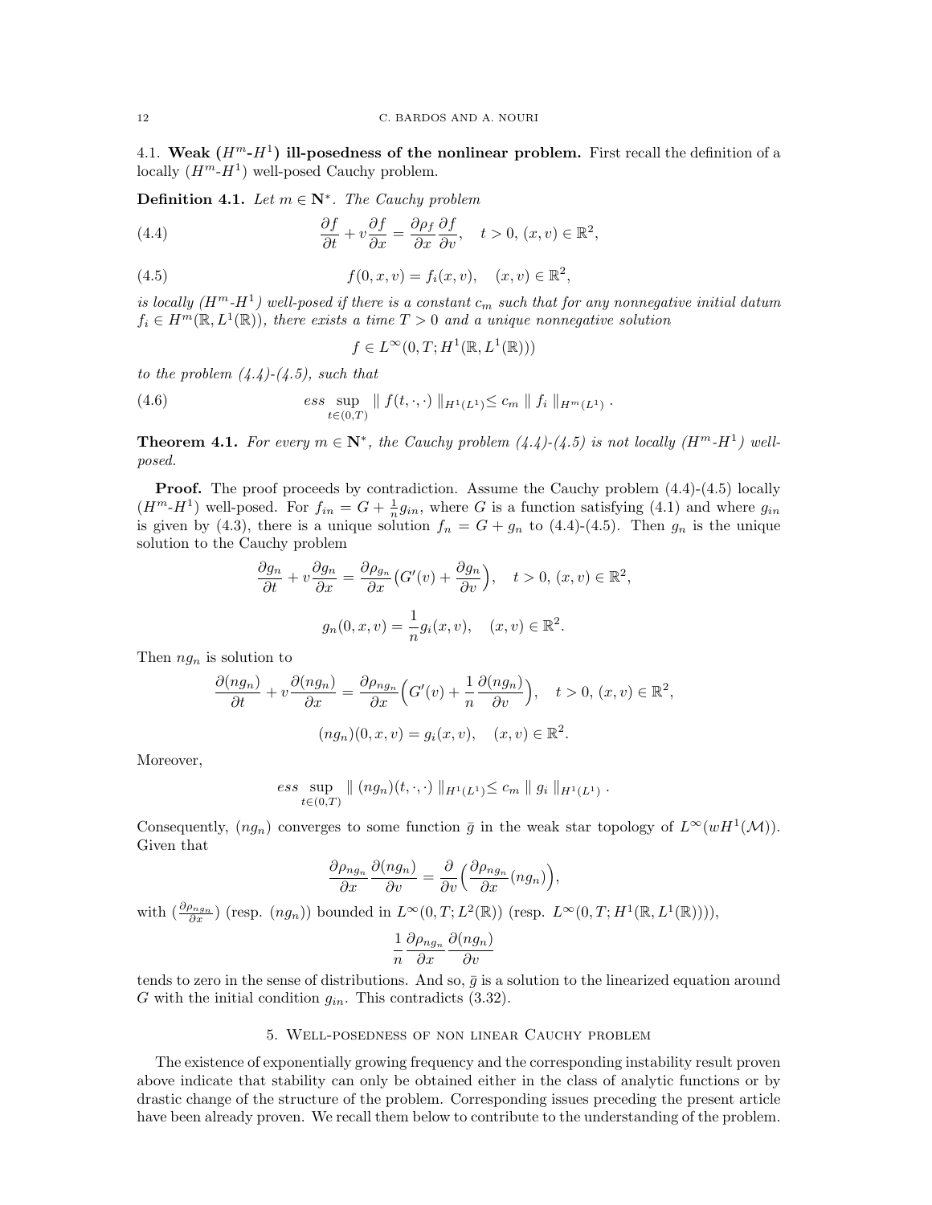### 4.1. Weak ($H^m$-$H^1$) ill-posedness of the nonlinear problem.

First recall the definition of a locally ($H^m$-$H^1$) well-posed Cauchy problem.

**Definition 4.1.** *Let $m \in \mathbf{N}^*$. The Cauchy problem*

$$\frac{\partial f}{\partial t} + v\frac{\partial f}{\partial x} = \frac{\partial \rho_f}{\partial x}\frac{\partial f}{\partial v}, \quad t > 0,\ (x,v) \in \mathbb{R}^2, \tag{4.4}$$

$$f(0,x,v) = f_i(x,v), \quad (x,v) \in \mathbb{R}^2, \tag{4.5}$$

*is locally ($H^m$-$H^1$) well-posed if there is a constant $c_m$ such that for any nonnegative initial datum $f_i \in H^m(\mathbb{R}, L^1(\mathbb{R}))$, there exists a time $T > 0$ and a unique nonnegative solution*

$$f \in L^\infty(0,T; H^1(\mathbb{R}, L^1(\mathbb{R})))$$

*to the problem (4.4)-(4.5), such that*

$$ess \sup_{t\in(0,T)} \parallel f(t,\cdot,\cdot) \parallel_{H^1(L^1)} \leq c_m \parallel f_i \parallel_{H^m(L^1)} . \tag{4.6}$$

**Theorem 4.1.** *For every $m \in \mathbf{N}^*$, the Cauchy problem (4.4)-(4.5) is not locally ($H^m$-$H^1$) well-posed.*

**Proof.** The proof proceeds by contradiction. Assume the Cauchy problem (4.4)-(4.5) locally ($H^m$-$H^1$) well-posed. For $f_{in} = G + \frac{1}{n} g_{in}$, where $G$ is a function satisfying (4.1) and where $g_{in}$ is given by (4.3), there is a unique solution $f_n = G + g_n$ to (4.4)-(4.5). Then $g_n$ is the unique solution to the Cauchy problem

$$\frac{\partial g_n}{\partial t} + v\frac{\partial g_n}{\partial x} = \frac{\partial \rho_{g_n}}{\partial x}\big(G'(v) + \frac{\partial g_n}{\partial v}\big), \quad t > 0,\ (x,v) \in \mathbb{R}^2,$$

$$g_n(0,x,v) = \frac{1}{n} g_i(x,v), \quad (x,v) \in \mathbb{R}^2.$$

Then $ng_n$ is solution to

$$\frac{\partial (ng_n)}{\partial t} + v\frac{\partial (ng_n)}{\partial x} = \frac{\partial \rho_{ng_n}}{\partial x}\Big(G'(v) + \frac{1}{n}\frac{\partial (ng_n)}{\partial v}\Big), \quad t > 0,\ (x,v) \in \mathbb{R}^2,$$

$$(ng_n)(0,x,v) = g_i(x,v), \quad (x,v) \in \mathbb{R}^2.$$

Moreover,

$$ess \sup_{t\in(0,T)} \parallel (ng_n)(t,\cdot,\cdot) \parallel_{H^1(L^1)} \leq c_m \parallel g_i \parallel_{H^1(L^1)} .$$

Consequently, $(ng_n)$ converges to some function $\bar{g}$ in the weak star topology of $L^\infty(wH^1(\mathcal{M}))$. Given that

$$\frac{\partial \rho_{ng_n}}{\partial x}\frac{\partial (ng_n)}{\partial v} = \frac{\partial}{\partial v}\Big(\frac{\partial \rho_{ng_n}}{\partial x}(ng_n)\Big),$$

with $(\frac{\partial \rho_{ng_n}}{\partial x})$ (resp. $(ng_n)$) bounded in $L^\infty(0,T;L^2(\mathbb{R}))$ (resp. $L^\infty(0,T;H^1(\mathbb{R},L^1(\mathbb{R})))$),

$$\frac{1}{n}\frac{\partial \rho_{ng_n}}{\partial x}\frac{\partial (ng_n)}{\partial v}$$

tends to zero in the sense of distributions. And so, $\bar{g}$ is a solution to the linearized equation around $G$ with the initial condition $g_{in}$. This contradicts (3.32).

## 5. Well-posedness of non linear Cauchy problem

The existence of exponentially growing frequency and the corresponding instability result proven above indicate that stability can only be obtained either in the class of analytic functions or by drastic change of the structure of the problem. Corresponding issues preceding the present article have been already proven. We recall them below to contribute to the understanding of the problem.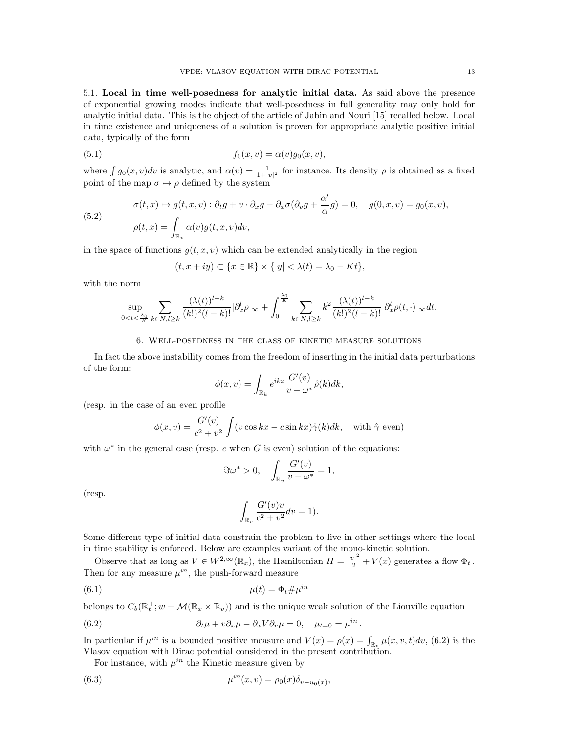5.1. **Local in time well-posedness for analytic initial data.** As said above the presence of exponential growing modes indicate that well-posedness in full generality may only hold for analytic initial data. This is the object of the article of Jabin and Nouri [15] recalled below. Local in time existence and uniqueness of a solution is proven for appropriate analytic positive initial data, typically of the form

$$f_0(x,v) = \alpha(v) g_0(x,v), \tag{5.1}$$

where $\int g_0(x,v)dv$ is analytic, and $\alpha(v) = \frac{1}{1+|v|^2}$ for instance. Its density $\rho$ is obtained as a fixed point of the map $\sigma \mapsto \rho$ defined by the system

$$\begin{aligned}
&\sigma(t,x) \mapsto g(t,x,v) : \partial_t g + v \cdot \partial_x g - \partial_x \sigma (\partial_v g + \frac{\alpha'}{\alpha} g) = 0, \quad g(0,x,v) = g_0(x,v), \\
&\rho(t,x) = \int_{\mathbb{R}_v} \alpha(v) g(t,x,v) dv,
\end{aligned} \tag{5.2}$$

in the space of functions $g(t,x,v)$ which can be extended analytically in the region

$$(t, x+iy) \subset \{x \in \mathbb{R}\} \times \{|y| < \lambda(t) = \lambda_0 - Kt\},$$

with the norm

$$\sup_{0<t<\frac{\lambda_0}{K}} \sum_{k\in N, l\geq k} \frac{(\lambda(t))^{l-k}}{(k!)^2 (l-k)!} |\partial_x^l \rho|_\infty + \int_0^{\frac{\lambda_0}{K}} \sum_{k\in N, l\geq k} k^2 \frac{(\lambda(t))^{l-k}}{(k!)^2 (l-k)!} |\partial_x^l \rho(t,\cdot)|_\infty dt.$$

## 6. Well-posedness in the class of kinetic measure solutions

In fact the above instability comes from the freedom of inserting in the initial data perturbations of the form:

$$\phi(x,v) = \int_{\mathbb{R}_k} e^{ikx} \frac{G'(v)}{v - \omega^*} \hat{\rho}(k) dk,$$

(resp. in the case of an even profile

$$\phi(x,v) = \frac{G'(v)}{c^2 + v^2} \int (v \cos kx - c \sin kx) \hat{\gamma}(k) dk, \quad \text{with } \hat{\gamma} \text{ even})$$

with $\omega^*$ in the general case (resp. $c$ when $G$ is even) solution of the equations:

$$\Im \omega^* > 0, \quad \int_{\mathbb{R}_v} \frac{G'(v)}{v - \omega^*} = 1,$$

(resp.

$$\int_{\mathbb{R}_v} \frac{G'(v) v}{c^2 + v^2} dv = 1).$$

Some different type of initial data constrain the problem to live in other settings where the local in time stability is enforced. Below are examples variant of the mono-kinetic solution.

Observe that as long as $V \in W^{2,\infty}(\mathbb{R}_x)$, the Hamiltonian $H = \frac{|v|^2}{2} + V(x)$ generates a flow $\Phi_t$. Then for any measure $\mu^{in}$, the push-forward measure

$$\mu(t) = \Phi_t \# \mu^{in} \tag{6.1}$$

belongs to $C_b(\mathbb{R}_t^+; w - \mathcal{M}(\mathbb{R}_x \times \mathbb{R}_v))$ and is the unique weak solution of the Liouville equation

$$\partial_t \mu + v \partial_x \mu - \partial_x V \partial_v \mu = 0, \quad \mu_{t=0} = \mu^{in}. \tag{6.2}$$

In particular if $\mu^{in}$ is a bounded positive measure and $V(x) = \rho(x) = \int_{\mathbb{R}_v} \mu(x,v,t) dv$, (6.2) is the Vlasov equation with Dirac potential considered in the present contribution.

For instance, with $\mu^{in}$ the Kinetic measure given by

$$\mu^{in}(x,v) = \rho_0(x) \delta_{v - u_0(x)}, \tag{6.3}$$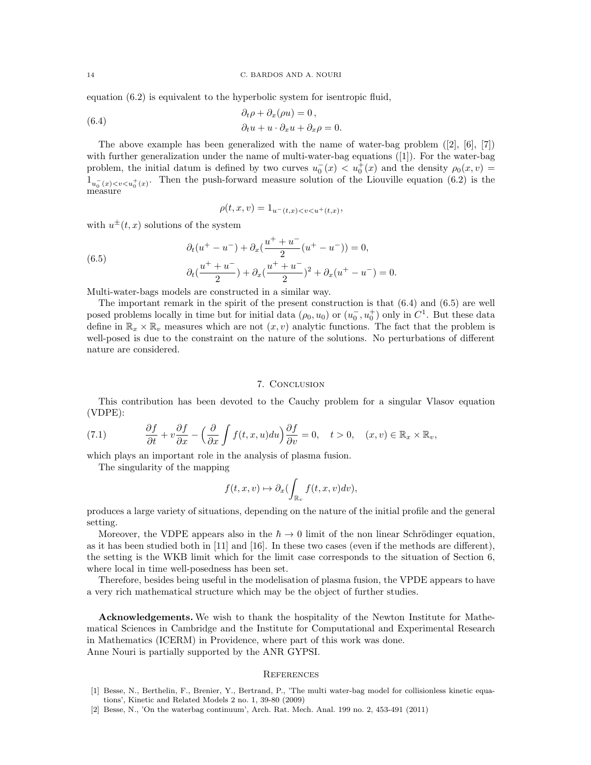equation (6.2) is equivalent to the hyperbolic system for isentropic fluid,

$$
\begin{aligned}
&\partial_t \rho + \partial_x(\rho u) = 0\,, \\
&\partial_t u + u \cdot \partial_x u + \partial_x \rho = 0.
\end{aligned}
\tag{6.4}
$$

The above example has been generalized with the name of water-bag problem ([2], [6], [7]) with further generalization under the name of multi-water-bag equations ([1]). For the water-bag problem, the initial datum is defined by two curves $u_0^-(x) < u_0^+(x)$ and the density $\rho_0(x,v) = 1_{u_0^-(x)<v<u_0^+(x)}$. Then the push-forward measure solution of the Liouville equation (6.2) is the measure

$$
\rho(t,x,v) = 1_{u^-(t,x)<v<u^+(t,x)},
$$

with $u^\pm(t,x)$ solutions of the system

$$
\begin{aligned}
&\partial_t(u^+ - u^-) + \partial_x\Big(\frac{u^+ + u^-}{2}(u^+ - u^-)\Big) = 0, \\
&\partial_t\Big(\frac{u^+ + u^-}{2}\Big) + \partial_x\Big(\frac{u^+ + u^-}{2}\Big)^2 + \partial_x(u^+ - u^-) = 0.
\end{aligned}
\tag{6.5}
$$

Multi-water-bags models are constructed in a similar way.

The important remark in the spirit of the present construction is that (6.4) and (6.5) are well posed problems locally in time but for initial data $(\rho_0, u_0)$ or $(u_0^-, u_0^+)$ only in $C^1$. But these data define in $\mathbb{R}_x \times \mathbb{R}_v$ measures which are not $(x,v)$ analytic functions. The fact that the problem is well-posed is due to the constraint on the nature of the solutions. No perturbations of different nature are considered.

## 7. Conclusion

This contribution has been devoted to the Cauchy problem for a singular Vlasov equation (VDPE):

$$
\frac{\partial f}{\partial t} + v\frac{\partial f}{\partial x} - \Big(\frac{\partial}{\partial x}\int f(t,x,u)du\Big)\frac{\partial f}{\partial v} = 0, \quad t>0, \quad (x,v) \in \mathbb{R}_x \times \mathbb{R}_v,
\tag{7.1}
$$

which plays an important role in the analysis of plasma fusion.

The singularity of the mapping

$$
f(t,x,v) \mapsto \partial_x\Big(\int_{\mathbb{R}_v} f(t,x,v)dv\Big),
$$

produces a large variety of situations, depending on the nature of the initial profile and the general setting.

Moreover, the VDPE appears also in the $\hbar \to 0$ limit of the non linear Schrödinger equation, as it has been studied both in [11] and [16]. In these two cases (even if the methods are different), the setting is the WKB limit which for the limit case corresponds to the situation of Section 6, where local in time well-posedness has been set.

Therefore, besides being useful in the modelisation of plasma fusion, the VPDE appears to have a very rich mathematical structure which may be the object of further studies.

**Acknowledgements.** We wish to thank the hospitality of the Newton Institute for Mathematical Sciences in Cambridge and the Institute for Computational and Experimental Research in Mathematics (ICERM) in Providence, where part of this work was done.
Anne Nouri is partially supported by the ANR GYPSI.

## References

[1] Besse, N., Berthelin, F., Brenier, Y., Bertrand, P., 'The multi water-bag model for collisionless kinetic equations', Kinetic and Related Models 2 no. 1, 39-80 (2009)

[2] Besse, N., 'On the waterbag continuum', Arch. Rat. Mech. Anal. 199 no. 2, 453-491 (2011)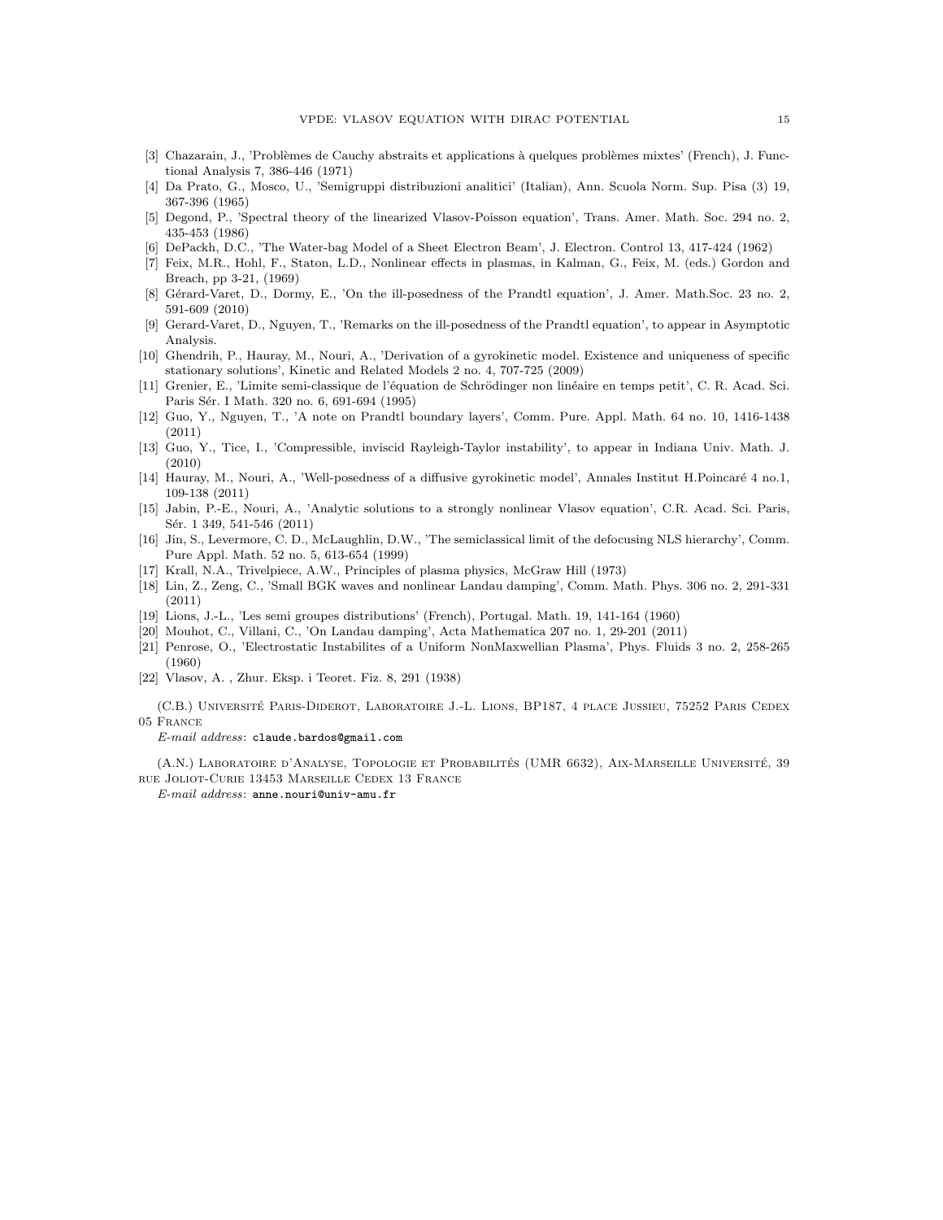[3] Chazarain, J., 'Problèmes de Cauchy abstraits et applications à quelques problèmes mixtes' (French), J. Functional Analysis 7, 386-446 (1971)

[4] Da Prato, G., Mosco, U., 'Semigruppi distribuzioni analitici' (Italian), Ann. Scuola Norm. Sup. Pisa (3) 19, 367-396 (1965)

[5] Degond, P., 'Spectral theory of the linearized Vlasov-Poisson equation', Trans. Amer. Math. Soc. 294 no. 2, 435-453 (1986)

[6] DePackh, D.C., 'The Water-bag Model of a Sheet Electron Beam', J. Electron. Control 13, 417-424 (1962)

[7] Feix, M.R., Hohl, F., Staton, L.D., Nonlinear effects in plasmas, in Kalman, G., Feix, M. (eds.) Gordon and Breach, pp 3-21, (1969)

[8] Gérard-Varet, D., Dormy, E., 'On the ill-posedness of the Prandtl equation', J. Amer. Math.Soc. 23 no. 2, 591-609 (2010)

[9] Gerard-Varet, D., Nguyen, T., 'Remarks on the ill-posedness of the Prandtl equation', to appear in Asymptotic Analysis.

[10] Ghendrih, P., Hauray, M., Nouri, A., 'Derivation of a gyrokinetic model. Existence and uniqueness of specific stationary solutions', Kinetic and Related Models 2 no. 4, 707-725 (2009)

[11] Grenier, E., 'Limite semi-classique de l'équation de Schrödinger non linéaire en temps petit', C. R. Acad. Sci. Paris Sér. I Math. 320 no. 6, 691-694 (1995)

[12] Guo, Y., Nguyen, T., 'A note on Prandtl boundary layers', Comm. Pure. Appl. Math. 64 no. 10, 1416-1438 (2011)

[13] Guo, Y., Tice, I., 'Compressible, inviscid Rayleigh-Taylor instability', to appear in Indiana Univ. Math. J. (2010)

[14] Hauray, M., Nouri, A., 'Well-posedness of a diffusive gyrokinetic model', Annales Institut H.Poincaré 4 no.1, 109-138 (2011)

[15] Jabin, P.-E., Nouri, A., 'Analytic solutions to a strongly nonlinear Vlasov equation', C.R. Acad. Sci. Paris, Sér. 1 349, 541-546 (2011)

[16] Jin, S., Levermore, C. D., McLaughlin, D.W., 'The semiclassical limit of the defocusing NLS hierarchy', Comm. Pure Appl. Math. 52 no. 5, 613-654 (1999)

[17] Krall, N.A., Trivelpiece, A.W., Principles of plasma physics, McGraw Hill (1973)

[18] Lin, Z., Zeng, C., 'Small BGK waves and nonlinear Landau damping', Comm. Math. Phys. 306 no. 2, 291-331 (2011)

[19] Lions, J.-L., 'Les semi groupes distributions' (French), Portugal. Math. 19, 141-164 (1960)

[20] Mouhot, C., Villani, C., 'On Landau damping', Acta Mathematica 207 no. 1, 29-201 (2011)

[21] Penrose, O., 'Electrostatic Instabilites of a Uniform NonMaxwellian Plasma', Phys. Fluids 3 no. 2, 258-265 (1960)

[22] Vlasov, A. , Zhur. Eksp. i Teoret. Fiz. 8, 291 (1938)

(C.B.) Université Paris-Diderot, Laboratoire J.-L. Lions, BP187, 4 place Jussieu, 75252 Paris Cedex 05 France

*E-mail address*: claude.bardos@gmail.com

(A.N.) Laboratoire d'Analyse, Topologie et Probabilités (UMR 6632), Aix-Marseille Université, 39 rue Joliot-Curie 13453 Marseille Cedex 13 France

*E-mail address*: anne.nouri@univ-amu.fr